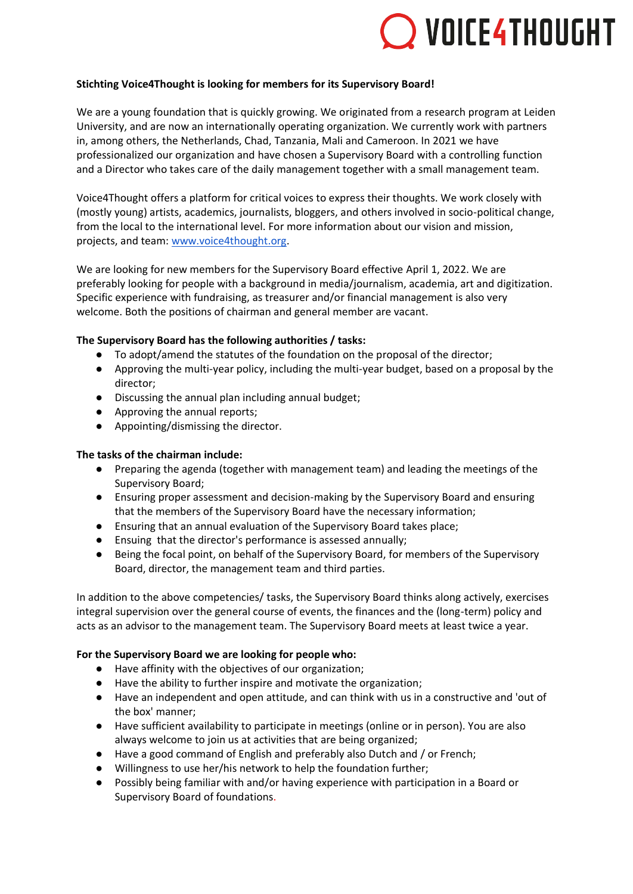**Stichting Voice4Thought is looking for members for its Supervisory Board!**

We are a young foundation that is quickly growing. We originated from a research program at Leiden University, and are now an internationally operating organization. We currently work with partners in, among others, the Netherlands, Chad, Tanzania, Mali and Cameroon. In 2021 we have professionalized our organization and have chosen a Supervisory Board with a controlling function and a Director who takes care of the daily management together with a small management team.

Voice4Thought offers a platform for critical voices to express their thoughts. We work closely with (mostly young) artists, academics, journalists, bloggers, and others involved in socio-political change, from the local to the international level. For more information about our vision and mission, projects, and team: [www.voice4thought.org](www.voice4thought.org).

We are looking for new members for the Supervisory Board effective April 1, 2022. We are preferably looking for people with a background in media/journalism, academia, art and digitization. Specific experience with fundraising, as treasurer and/or financial management is also very welcome. Both the positions of chairman and general member are vacant.

**The Supervisory Board has the following authorities / tasks:**

- To adopt/amend the statutes of the foundation on the proposal of the director;
- Approving the multi-year policy, including the multi-year budget, based on a proposal by the director;
- Discussing the annual plan including annual budget;
- Approving the annual reports;
- Appointing/dismissing the director.

**The tasks of the chairman include:**

- Preparing the agenda (together with management team) and leading the meetings of the Supervisory Board;
- Ensuring proper assessment and decision-making by the Supervisory Board and ensuring that the members of the Supervisory Board have the necessary information;
- Ensuring that an annual evaluation of the Supervisory Board takes place;
- Ensuing that the director's performance is assessed annually;
- Being the focal point, on behalf of the Supervisory Board, for members of the Supervisory Board, director, the management team and third parties.

In addition to the above competencies/ tasks, the Supervisory Board thinks along actively, exercises integral supervision over the general course of events, the finances and the (long-term) policy and acts as an advisor to the management team. The Supervisory Board meets at least twice a year.

**For the Supervisory Board we are looking for people who:**

- Have affinity with the objectives of our organization;
- Have the ability to further inspire and motivate the organization;
- Have an independent and open attitude, and can think with us in a constructive and 'out of the box' manner;
- Have sufficient availability to participate in meetings (online or in person). You are also always welcome to join us at activities that are being organized;
- Have a good command of English and preferably also Dutch and / or French;
- Willingness to use her/his network to help the foundation further;
- Possibly being familiar with and/or having experience with participation in a Board or Supervisory Board of foundations.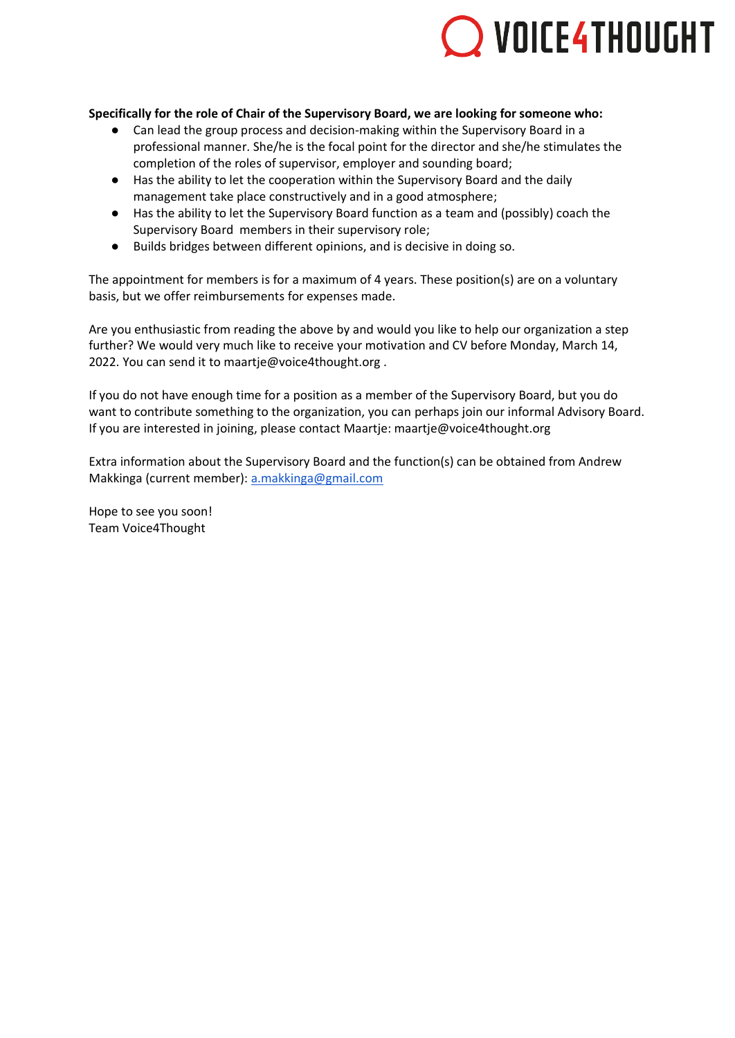**Specifically for the role of Chair of the Supervisory Board, we are looking for someone who:**

- Can lead the group process and decision-making within the Supervisory Board in a professional manner. She/he is the focal point for the director and she/he stimulates the completion of the roles of supervisor, employer and sounding board;
- Has the ability to let the cooperation within the Supervisory Board and the daily management take place constructively and in a good atmosphere;
- Has the ability to let the Supervisory Board function as a team and (possibly) coach the Supervisory Board members in their supervisory role;
- Builds bridges between different opinions, and is decisive in doing so.

The appointment for members is for a maximum of 4 years. These position(s) are on a voluntary basis, but we offer reimbursements for expenses made.

Are you enthusiastic from reading the above by and would you like to help our organization a step further? We would very much like to receive your motivation and CV before Monday, March 14, 2022. You can send it to maartje@voice4thought.org .

If you do not have enough time for a position as a member of the Supervisory Board, but you do want to contribute something to the organization, you can perhaps join our informal Advisory Board. If you are interested in joining, please contact Maartje: maartje@voice4thought.org

Extra information about the Supervisory Board and the function(s) can be obtained from Andrew Makkinga (current member): a.makkinga@gmail.com

Hope to see you soon!
Team Voice4Thought